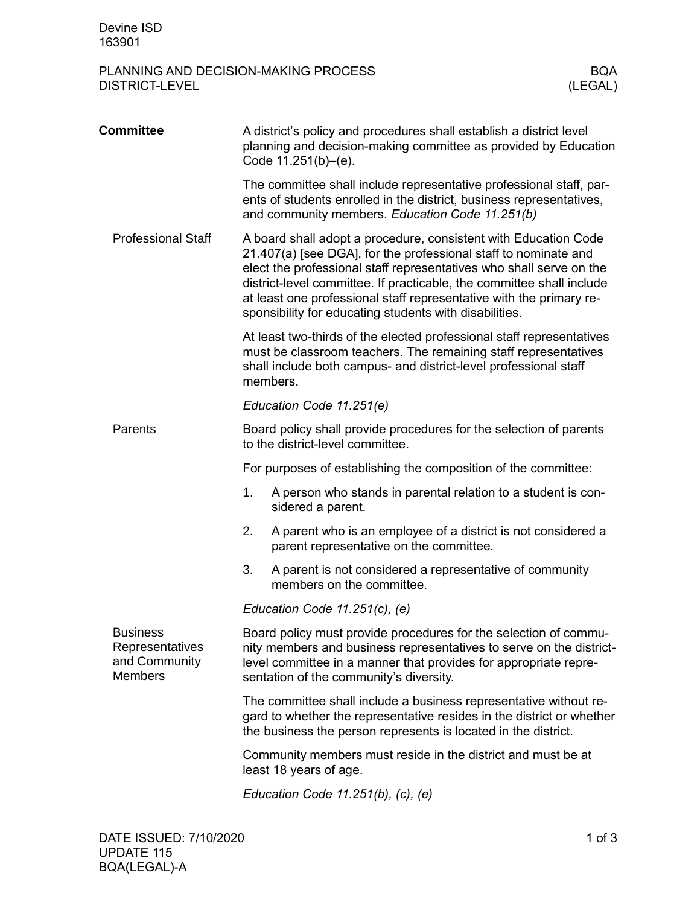Devine ISD
163901

# PLANNING AND DECISION-MAKING PROCESS DISTRICT-LEVEL — BQA (LEGAL)

## Committee

A district's policy and procedures shall establish a district level planning and decision-making committee as provided by Education Code 11.251(b)–(e).

The committee shall include representative professional staff, parents of students enrolled in the district, business representatives, and community members. *Education Code 11.251(b)*

### Professional Staff

A board shall adopt a procedure, consistent with Education Code 21.407(a) [see DGA], for the professional staff to nominate and elect the professional staff representatives who shall serve on the district-level committee. If practicable, the committee shall include at least one professional staff representative with the primary responsibility for educating students with disabilities.

At least two-thirds of the elected professional staff representatives must be classroom teachers. The remaining staff representatives shall include both campus- and district-level professional staff members.

*Education Code 11.251(e)*

### Parents

Board policy shall provide procedures for the selection of parents to the district-level committee.

For purposes of establishing the composition of the committee:

1. A person who stands in parental relation to a student is considered a parent.
2. A parent who is an employee of a district is not considered a parent representative on the committee.
3. A parent is not considered a representative of community members on the committee.

*Education Code 11.251(c), (e)*

### Business Representatives and Community Members

Board policy must provide procedures for the selection of community members and business representatives to serve on the district-level committee in a manner that provides for appropriate representation of the community's diversity.

The committee shall include a business representative without regard to whether the representative resides in the district or whether the business the person represents is located in the district.

Community members must reside in the district and must be at least 18 years of age.

*Education Code 11.251(b), (c), (e)*

DATE ISSUED: 7/10/2020
UPDATE 115
BQA(LEGAL)-A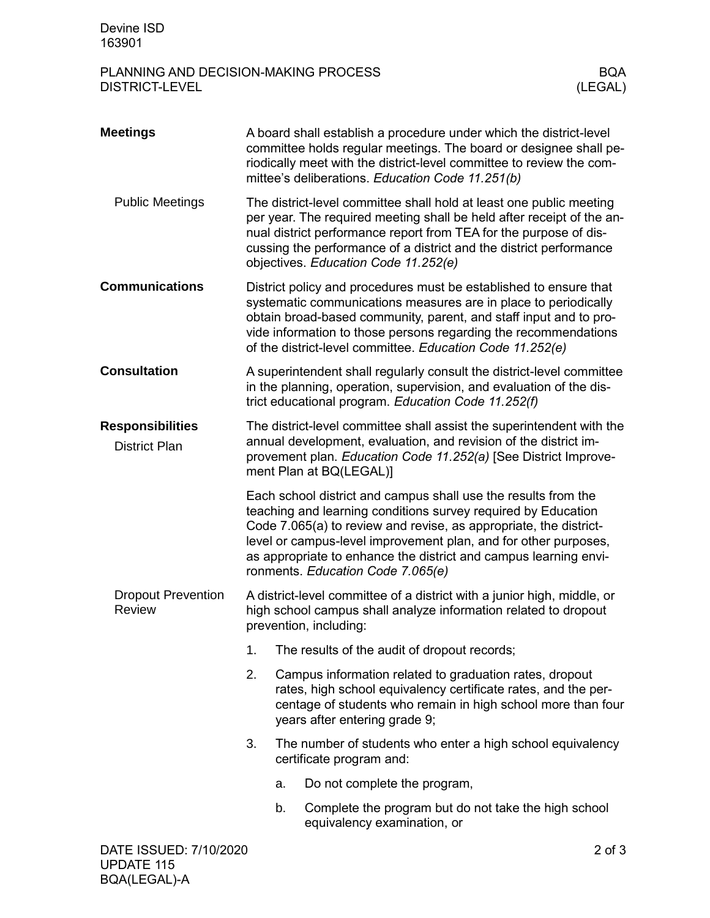## Meetings

A board shall establish a procedure under which the district-level committee holds regular meetings. The board or designee shall periodically meet with the district-level committee to review the committee's deliberations. *Education Code 11.251(b)*

### Public Meetings

The district-level committee shall hold at least one public meeting per year. The required meeting shall be held after receipt of the annual district performance report from TEA for the purpose of discussing the performance of a district and the district performance objectives. *Education Code 11.252(e)*

## Communications

District policy and procedures must be established to ensure that systematic communications measures are in place to periodically obtain broad-based community, parent, and staff input and to provide information to those persons regarding the recommendations of the district-level committee. *Education Code 11.252(e)*

## Consultation

A superintendent shall regularly consult the district-level committee in the planning, operation, supervision, and evaluation of the district educational program. *Education Code 11.252(f)*

## Responsibilities

### District Plan

The district-level committee shall assist the superintendent with the annual development, evaluation, and revision of the district improvement plan. *Education Code 11.252(a)* [See District Improvement Plan at BQ(LEGAL)]

Each school district and campus shall use the results from the teaching and learning conditions survey required by Education Code 7.065(a) to review and revise, as appropriate, the district-level or campus-level improvement plan, and for other purposes, as appropriate to enhance the district and campus learning environments. *Education Code 7.065(e)*

### Dropout Prevention Review

A district-level committee of a district with a junior high, middle, or high school campus shall analyze information related to dropout prevention, including:

1. The results of the audit of dropout records;
2. Campus information related to graduation rates, dropout rates, high school equivalency certificate rates, and the percentage of students who remain in high school more than four years after entering grade 9;
3. The number of students who enter a high school equivalency certificate program and:
    a. Do not complete the program,
    b. Complete the program but do not take the high school equivalency examination, or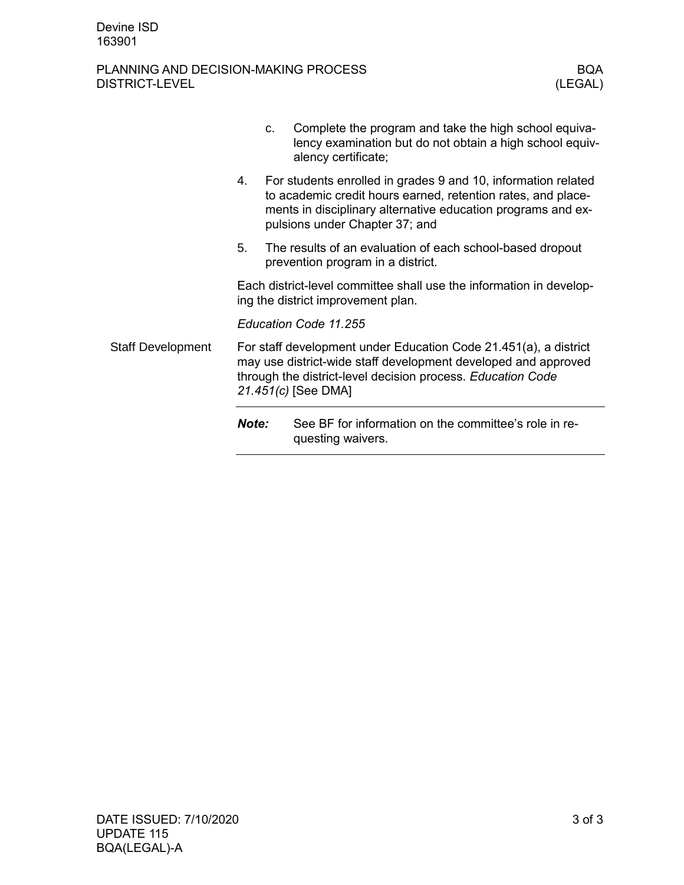c. Complete the program and take the high school equivalency examination but do not obtain a high school equivalency certificate;

4. For students enrolled in grades 9 and 10, information related to academic credit hours earned, retention rates, and placements in disciplinary alternative education programs and expulsions under Chapter 37; and

5. The results of an evaluation of each school-based dropout prevention program in a district.

Each district-level committee shall use the information in developing the district improvement plan.

*Education Code 11.255*

**Staff Development**

For staff development under Education Code 21.451(a), a district may use district-wide staff development developed and approved through the district-level decision process. *Education Code 21.451(c)* [See DMA]

---

***Note:*** See BF for information on the committee's role in requesting waivers.

---

DATE ISSUED: 7/10/2020
UPDATE 115
BQA(LEGAL)-A